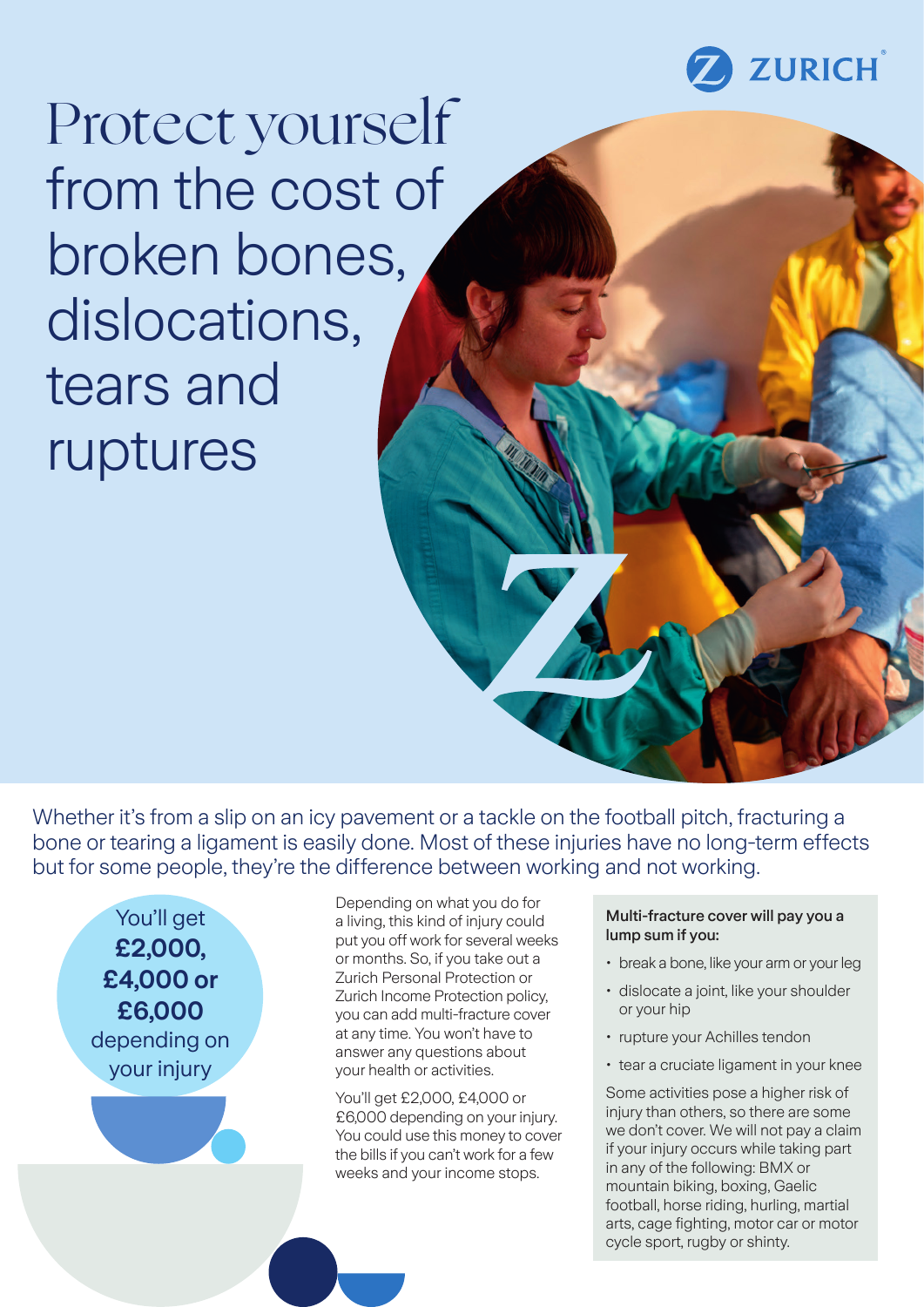# Protect yourself from the cost of broken bones, dislocations, tears and ruptures

Whether it's from a slip on an icy pavement or a tackle on the football pitch, fracturing a bone or tearing a ligament is easily done. Most of these injuries have no long-term effects but for some people, they're the difference between working and not working.

You'll get **£2,000, £4,000 or £6,000** depending on your injury

Depending on what you do for a living, this kind of injury could put you off work for several weeks or months. So, if you take out a Zurich Personal Protection or Zurich Income Protection policy, you can add multi-fracture cover at any time. You won't have to answer any questions about your health or activities.

You'll get £2,000, £4,000 or £6,000 depending on your injury. You could use this money to cover the bills if you can't work for a few weeks and your income stops.

**Multi-fracture cover will pay you a lump sum if you:**

- break a bone, like your arm or your leg
- dislocate a joint, like your shoulder or your hip
- rupture your Achilles tendon
- tear a cruciate ligament in your knee

Some activities pose a higher risk of injury than others, so there are some we don't cover. We will not pay a claim if your injury occurs while taking part in any of the following: BMX or mountain biking, boxing, Gaelic football, horse riding, hurling, martial arts, cage fighting, motor car or motor cycle sport, rugby or shinty.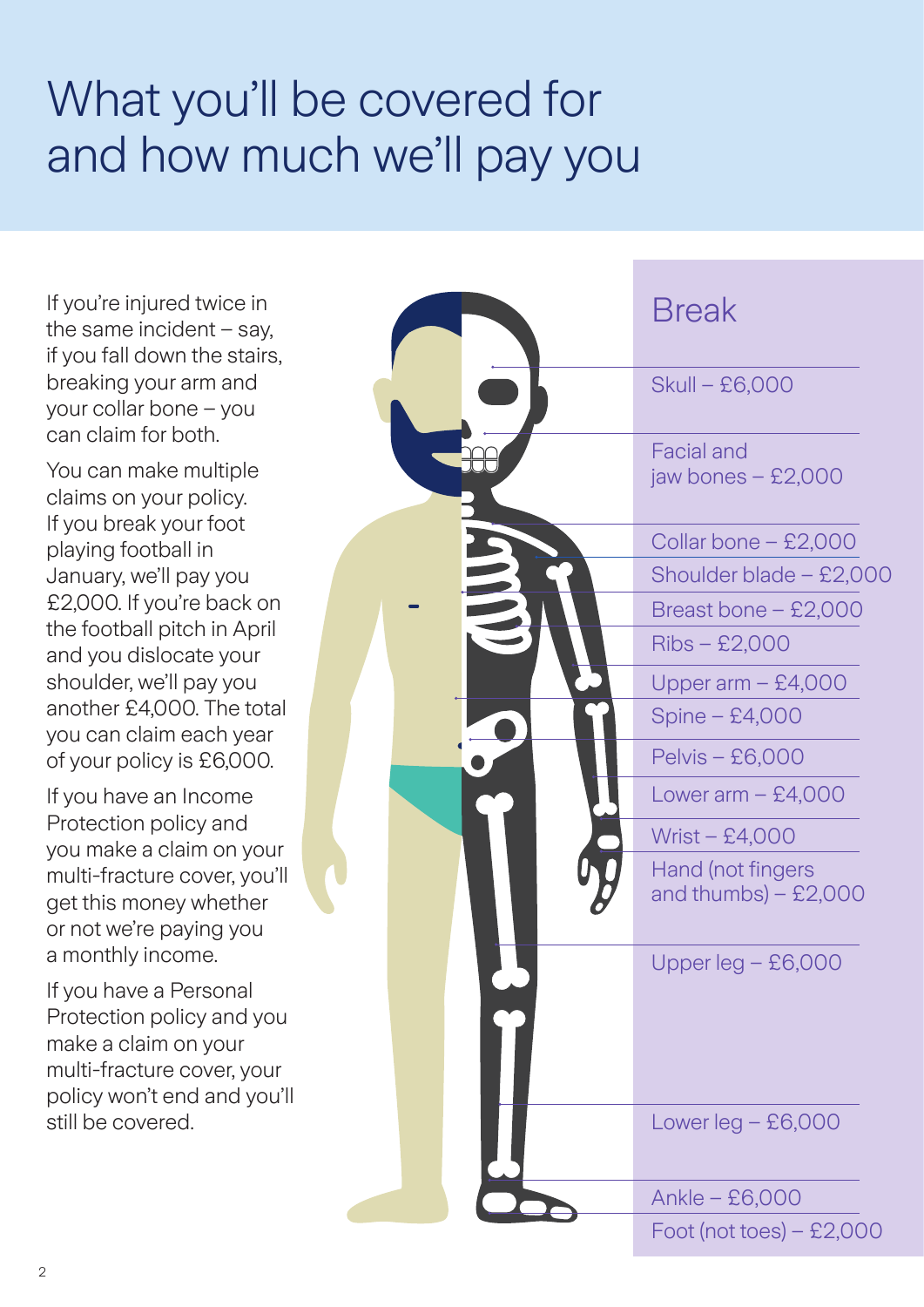# What you'll be covered for and how much we'll pay you

If you're injured twice in the same incident – say, if you fall down the stairs, breaking your arm and your collar bone – you can claim for both.

You can make multiple claims on your policy. If you break your foot playing football in January, we'll pay you £2,000. If you're back on the football pitch in April and you dislocate your shoulder, we'll pay you another £4,000. The total you can claim each year of your policy is £6,000.

If you have an Income Protection policy and you make a claim on your multi-fracture cover, you'll get this money whether or not we're paying you a monthly income.

If you have a Personal Protection policy and you make a claim on your multi-fracture cover, your policy won't end and you'll still be covered.

## Break

- Skull – £6,000
- Facial and jaw bones – £2,000
- Collar bone – £2,000
- Shoulder blade – £2,000
- Breast bone – £2,000
- Ribs – £2,000
- Upper arm – £4,000
- Spine – £4,000
- Pelvis – £6,000
- Lower arm – £4,000
- Wrist – £4,000
- Hand (not fingers and thumbs) – £2,000
- Upper leg – £6,000
- Lower leg – £6,000
- Ankle – £6,000
- Foot (not toes) – £2,000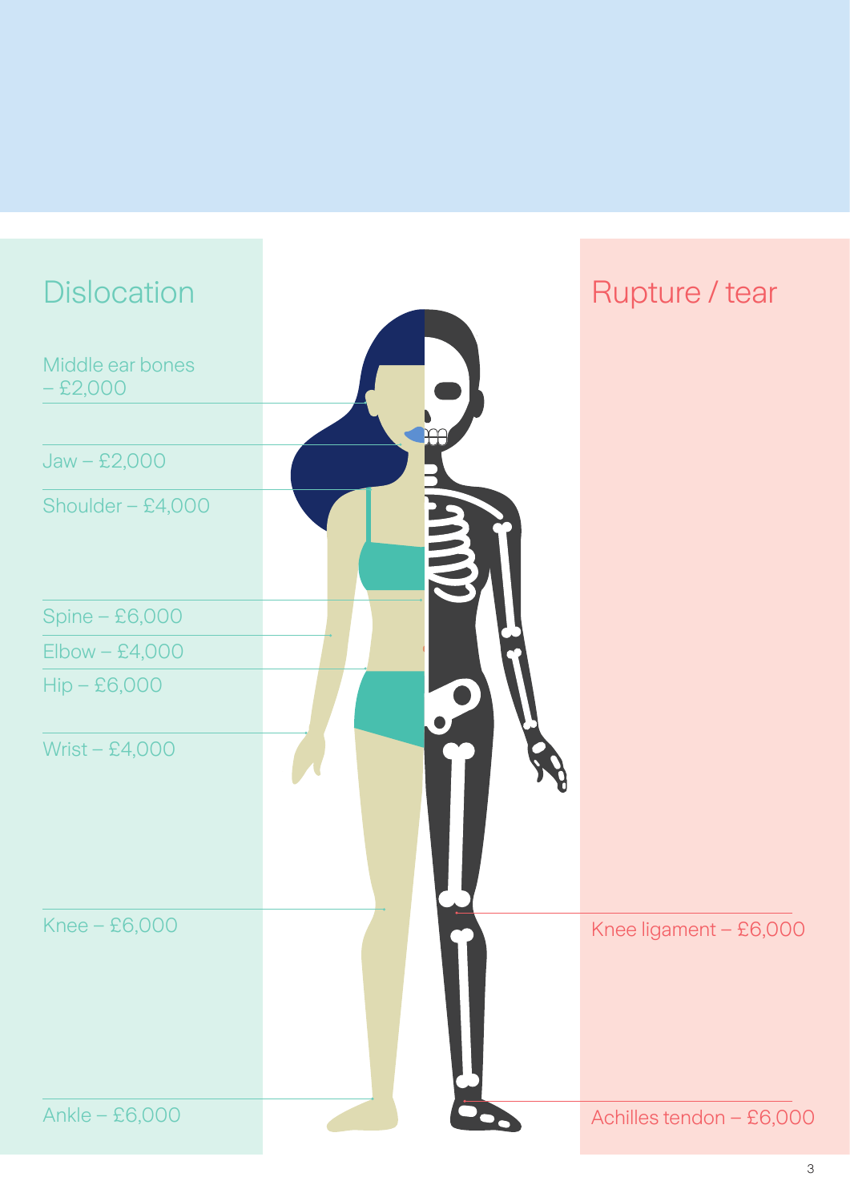## Dislocation

- Middle ear bones – £2,000
- Jaw – £2,000
- Shoulder – £4,000
- Spine – £6,000
- Elbow – £4,000
- Hip – £6,000
- Wrist – £4,000
- Knee – £6,000
- Ankle – £6,000

## Rupture / tear

- Knee ligament – £6,000
- Achilles tendon – £6,000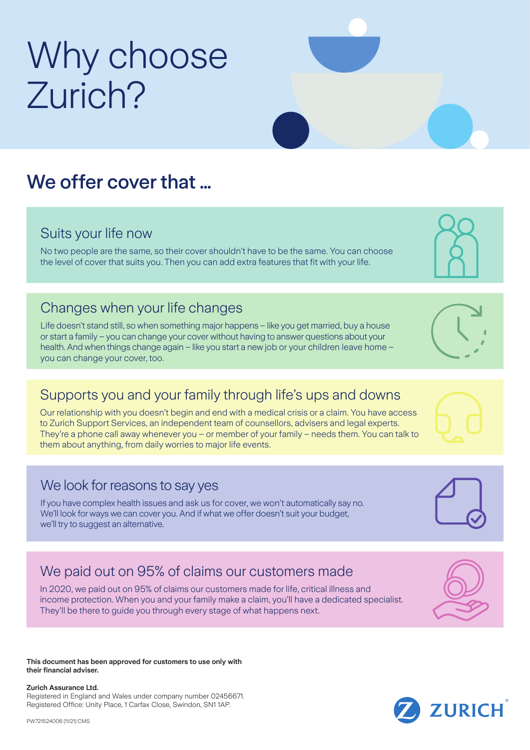# Why choose Zurich?

## We offer cover that …

### Suits your life now

No two people are the same, so their cover shouldn't have to be the same. You can choose the level of cover that suits you. Then you can add extra features that fit with your life.

### Changes when your life changes

Life doesn't stand still, so when something major happens – like you get married, buy a house or start a family – you can change your cover without having to answer questions about your health. And when things change again – like you start a new job or your children leave home – you can change your cover, too.

### Supports you and your family through life's ups and downs

Our relationship with you doesn't begin and end with a medical crisis or a claim. You have access to Zurich Support Services, an independent team of counsellors, advisers and legal experts. They're a phone call away whenever you – or member of your family – needs them. You can talk to them about anything, from daily worries to major life events.

### We look for reasons to say yes

If you have complex health issues and ask us for cover, we won't automatically say no. We'll look for ways we can cover you. And if what we offer doesn't suit your budget, we'll try to suggest an alternative.

### We paid out on 95% of claims our customers made

In 2020, we paid out on 95% of claims our customers made for life, critical illness and income protection. When you and your family make a claim, you'll have a dedicated specialist. They'll be there to guide you through every stage of what happens next.

**This document has been approved for customers to use only with their financial adviser.**

**Zurich Assurance Ltd.**
Registered in England and Wales under company number 02456671.
Registered Office: Unity Place, 1 Carfax Close, Swindon, SN1 1AP.

PW721524006 (11/21) CMS

ZURICH